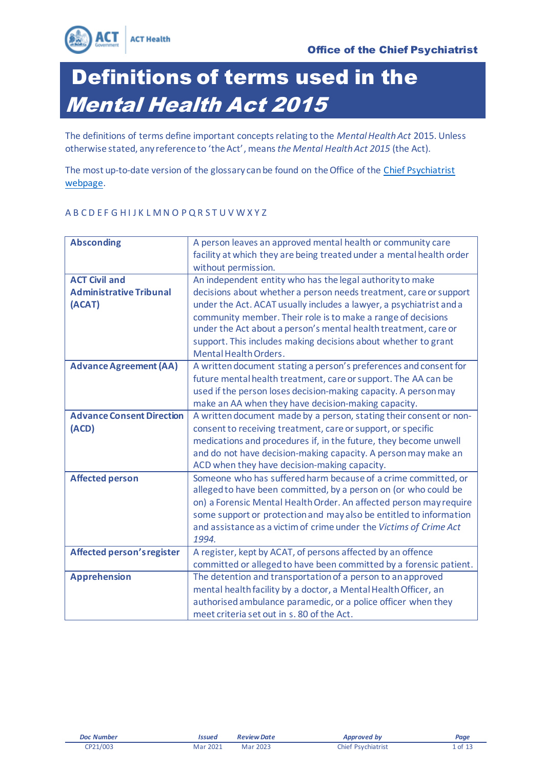Office of the Chief Psychiatrist

# Definitions of terms used in the *Mental Health Act 2015*

The definitions of terms define important concepts relating to the *Mental Health Act* 2015. Unless otherwise stated, any reference to 'the Act', means *the Mental Health Act 2015* (the Act).

The most up-to-date version of the glossary can be found on the Office of the Chief Psychiatrist webpage.

A B C D E F G H I J K L M N O P Q R S T U V W X Y Z

| Term | Definition |
|---|---|
| **Absconding** | A person leaves an approved mental health or community care facility at which they are being treated under a mental health order without permission. |
| **ACT Civil and Administrative Tribunal (ACAT)** | An independent entity who has the legal authority to make decisions about whether a person needs treatment, care or support under the Act. ACAT usually includes a lawyer, a psychiatrist and a community member. Their role is to make a range of decisions under the Act about a person's mental health treatment, care or support. This includes making decisions about whether to grant Mental Health Orders. |
| **Advance Agreement (AA)** | A written document stating a person's preferences and consent for future mental health treatment, care or support. The AA can be used if the person loses decision-making capacity. A person may make an AA when they have decision-making capacity. |
| **Advance Consent Direction (ACD)** | A written document made by a person, stating their consent or non-consent to receiving treatment, care or support, or specific medications and procedures if, in the future, they become unwell and do not have decision-making capacity. A person may make an ACD when they have decision-making capacity. |
| **Affected person** | Someone who has suffered harm because of a crime committed, or alleged to have been committed, by a person on (or who could be on) a Forensic Mental Health Order. An affected person may require some support or protection and may also be entitled to information and assistance as a victim of crime under the *Victims of Crime Act 1994.* |
| **Affected person's register** | A register, kept by ACAT, of persons affected by an offence committed or alleged to have been committed by a forensic patient. |
| **Apprehension** | The detention and transportation of a person to an approved mental health facility by a doctor, a Mental Health Officer, an authorised ambulance paramedic, or a police officer when they meet criteria set out in s. 80 of the Act. |

| Doc Number | Issued | Review Date | Approved by |
|---|---|---|---|
| CP21/003 | Mar 2021 | Mar 2023 | Chief Psychiatrist |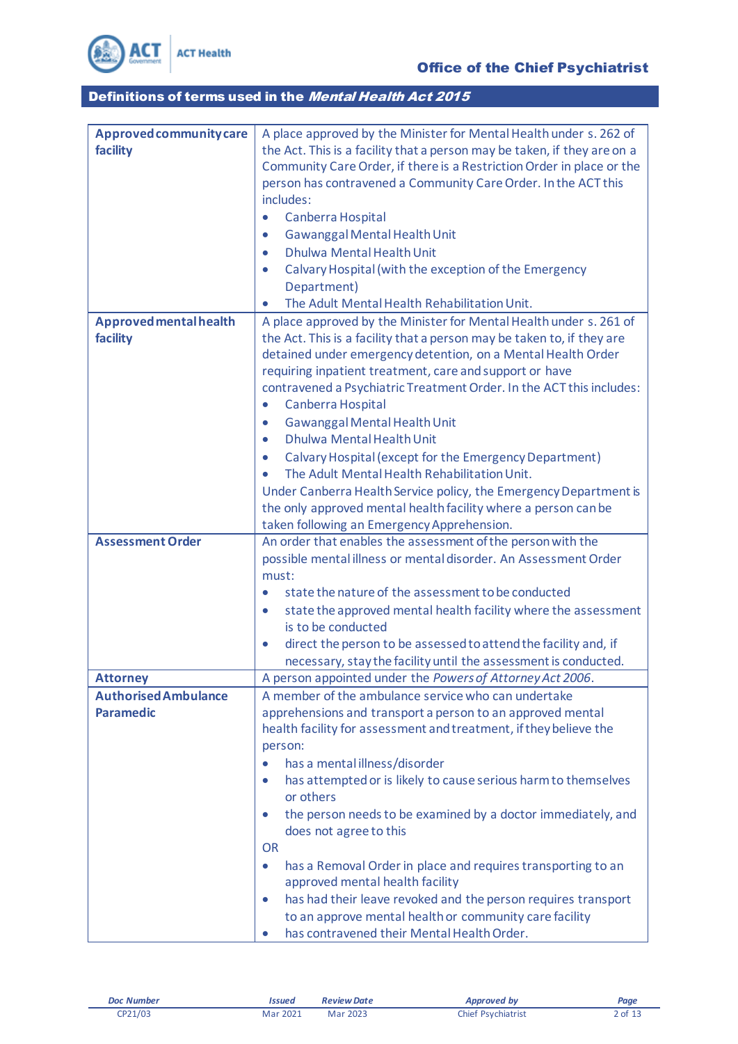## Definitions of terms used in the *Mental Health Act 2015*

| | |
|---|---|
| **Approved community care facility** | A place approved by the Minister for Mental Health under s. 262 of the Act. This is a facility that a person may be taken, if they are on a Community Care Order, if there is a Restriction Order in place or the person has contravened a Community Care Order. In the ACT this includes:<br>• Canberra Hospital<br>• Gawanggal Mental Health Unit<br>• Dhulwa Mental Health Unit<br>• Calvary Hospital (with the exception of the Emergency Department)<br>• The Adult Mental Health Rehabilitation Unit. |
| **Approved mental health facility** | A place approved by the Minister for Mental Health under s. 261 of the Act. This is a facility that a person may be taken to, if they are detained under emergency detention, on a Mental Health Order requiring inpatient treatment, care and support or have contravened a Psychiatric Treatment Order. In the ACT this includes:<br>• Canberra Hospital<br>• Gawanggal Mental Health Unit<br>• Dhulwa Mental Health Unit<br>• Calvary Hospital (except for the Emergency Department)<br>• The Adult Mental Health Rehabilitation Unit.<br>Under Canberra Health Service policy, the Emergency Department is the only approved mental health facility where a person can be taken following an Emergency Apprehension. |
| **Assessment Order** | An order that enables the assessment of the person with the possible mental illness or mental disorder. An Assessment Order must:<br>• state the nature of the assessment to be conducted<br>• state the approved mental health facility where the assessment is to be conducted<br>• direct the person to be assessed to attend the facility and, if necessary, stay the facility until the assessment is conducted. |
| **Attorney** | A person appointed under the *Powers of Attorney Act 2006*. |
| **Authorised Ambulance Paramedic** | A member of the ambulance service who can undertake apprehensions and transport a person to an approved mental health facility for assessment and treatment, if they believe the person:<br>• has a mental illness/disorder<br>• has attempted or is likely to cause serious harm to themselves or others<br>• the person needs to be examined by a doctor immediately, and does not agree to this<br>OR<br>• has a Removal Order in place and requires transporting to an approved mental health facility<br>• has had their leave revoked and the person requires transport to an approve mental health or community care facility<br>• has contravened their Mental Health Order. |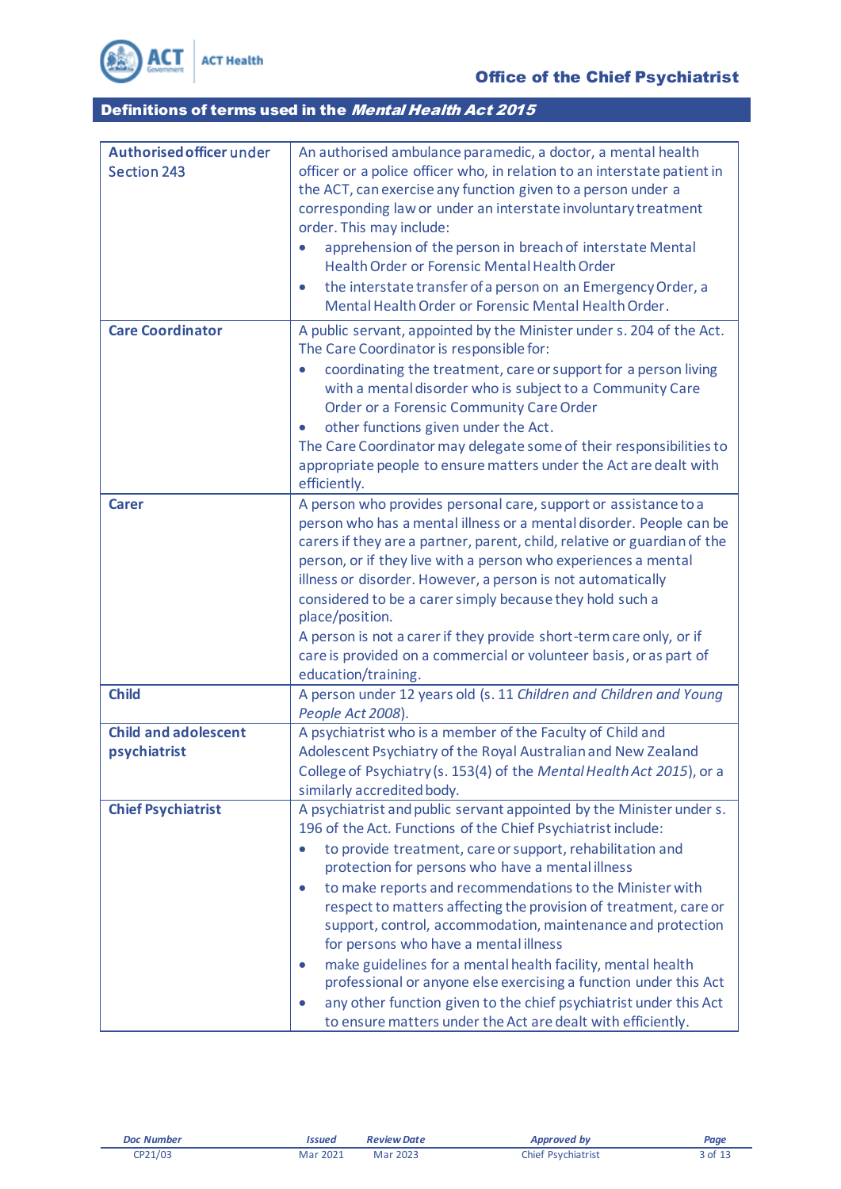## Definitions of terms used in the *Mental Health Act 2015*

| | |
|---|---|
| **Authorised officer under Section 243** | An authorised ambulance paramedic, a doctor, a mental health officer or a police officer who, in relation to an interstate patient in the ACT, can exercise any function given to a person under a corresponding law or under an interstate involuntary treatment order. This may include:<br>• apprehension of the person in breach of interstate Mental Health Order or Forensic Mental Health Order<br>• the interstate transfer of a person on an Emergency Order, a Mental Health Order or Forensic Mental Health Order. |
| **Care Coordinator** | A public servant, appointed by the Minister under s. 204 of the Act. The Care Coordinator is responsible for:<br>• coordinating the treatment, care or support for a person living with a mental disorder who is subject to a Community Care Order or a Forensic Community Care Order<br>• other functions given under the Act.<br>The Care Coordinator may delegate some of their responsibilities to appropriate people to ensure matters under the Act are dealt with efficiently. |
| **Carer** | A person who provides personal care, support or assistance to a person who has a mental illness or a mental disorder. People can be carers if they are a partner, parent, child, relative or guardian of the person, or if they live with a person who experiences a mental illness or disorder. However, a person is not automatically considered to be a carer simply because they hold such a place/position.<br>A person is not a carer if they provide short-term care only, or if care is provided on a commercial or volunteer basis, or as part of education/training. |
| **Child** | A person under 12 years old (s. 11 *Children and Children and Young People Act 2008*). |
| **Child and adolescent psychiatrist** | A psychiatrist who is a member of the Faculty of Child and Adolescent Psychiatry of the Royal Australian and New Zealand College of Psychiatry (s. 153(4) of the *Mental Health Act 2015*), or a similarly accredited body. |
| **Chief Psychiatrist** | A psychiatrist and public servant appointed by the Minister under s. 196 of the Act. Functions of the Chief Psychiatrist include:<br>• to provide treatment, care or support, rehabilitation and protection for persons who have a mental illness<br>• to make reports and recommendations to the Minister with respect to matters affecting the provision of treatment, care or support, control, accommodation, maintenance and protection for persons who have a mental illness<br>• make guidelines for a mental health facility, mental health professional or anyone else exercising a function under this Act<br>• any other function given to the chief psychiatrist under this Act to ensure matters under the Act are dealt with efficiently. |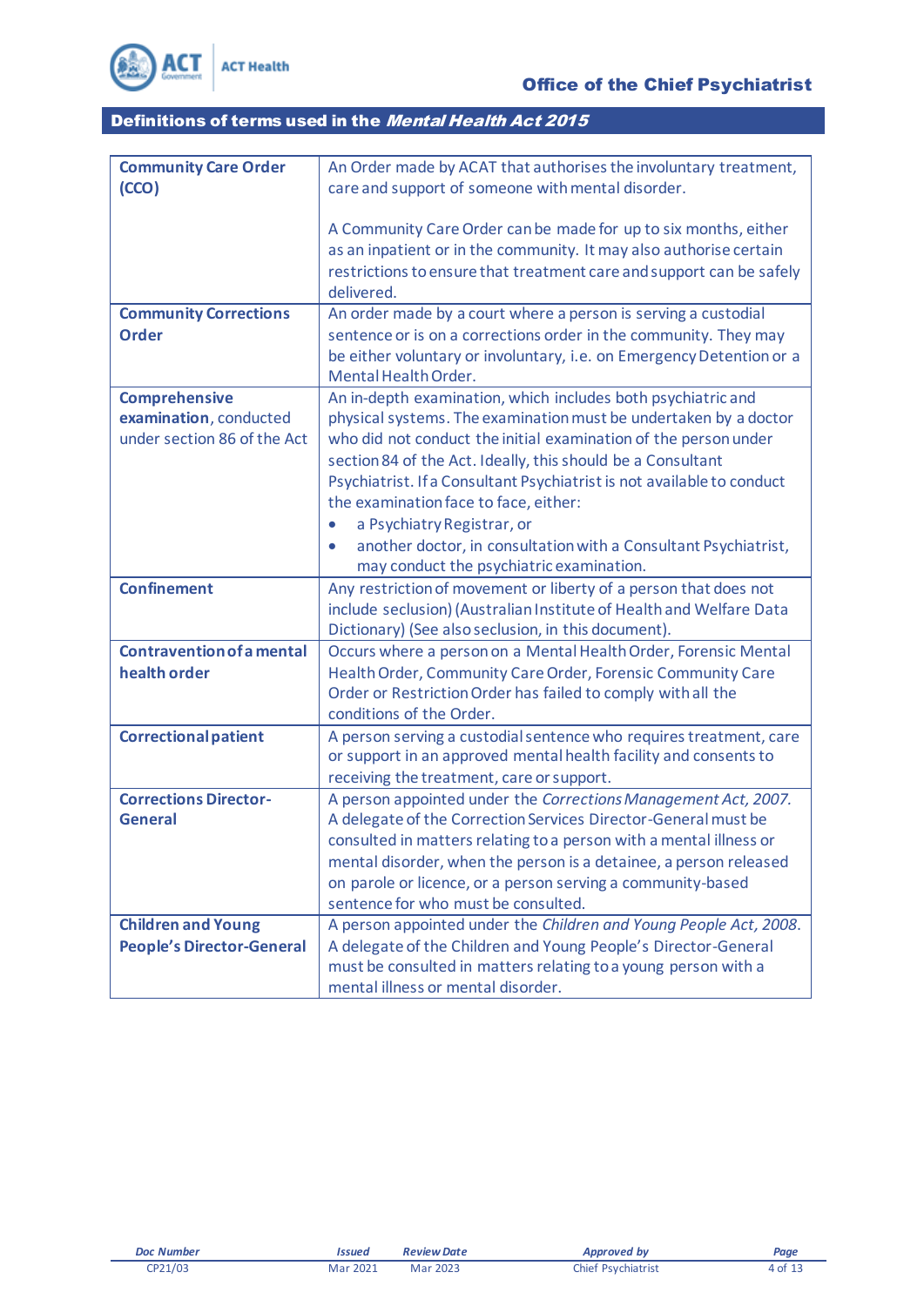## Definitions of terms used in the *Mental Health Act 2015*

| | |
|---|---|
| **Community Care Order (CCO)** | An Order made by ACAT that authorises the involuntary treatment, care and support of someone with mental disorder.<br><br>A Community Care Order can be made for up to six months, either as an inpatient or in the community. It may also authorise certain restrictions to ensure that treatment care and support can be safely delivered. |
| **Community Corrections Order** | An order made by a court where a person is serving a custodial sentence or is on a corrections order in the community. They may be either voluntary or involuntary, i.e. on Emergency Detention or a Mental Health Order. |
| **Comprehensive examination**, conducted under section 86 of the Act | An in-depth examination, which includes both psychiatric and physical systems. The examination must be undertaken by a doctor who did not conduct the initial examination of the person under section 84 of the Act. Ideally, this should be a Consultant Psychiatrist. If a Consultant Psychiatrist is not available to conduct the examination face to face, either:<br>• a Psychiatry Registrar, or<br>• another doctor, in consultation with a Consultant Psychiatrist, may conduct the psychiatric examination. |
| **Confinement** | Any restriction of movement or liberty of a person that does not include seclusion) (Australian Institute of Health and Welfare Data Dictionary) (See also seclusion, in this document). |
| **Contravention of a mental health order** | Occurs where a person on a Mental Health Order, Forensic Mental Health Order, Community Care Order, Forensic Community Care Order or Restriction Order has failed to comply with all the conditions of the Order. |
| **Correctional patient** | A person serving a custodial sentence who requires treatment, care or support in an approved mental health facility and consents to receiving the treatment, care or support. |
| **Corrections Director-General** | A person appointed under the *Corrections Management Act, 2007.* A delegate of the Correction Services Director-General must be consulted in matters relating to a person with a mental illness or mental disorder, when the person is a detainee, a person released on parole or licence, or a person serving a community-based sentence for who must be consulted. |
| **Children and Young People's Director-General** | A person appointed under the *Children and Young People Act, 2008.* A delegate of the Children and Young People's Director-General must be consulted in matters relating to a young person with a mental illness or mental disorder. |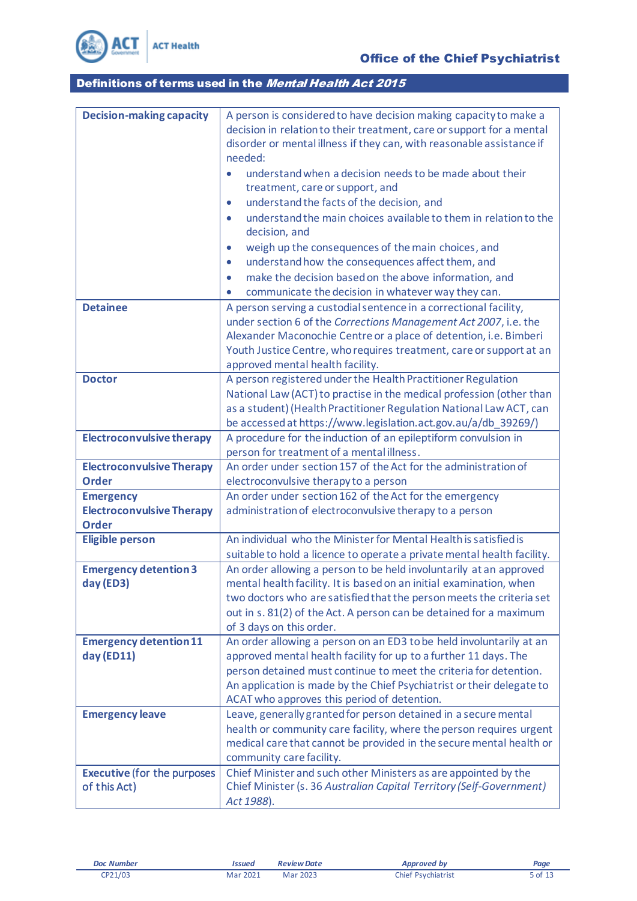## Definitions of terms used in the *Mental Health Act 2015*

| | |
|---|---|
| **Decision-making capacity** | A person is considered to have decision making capacity to make a decision in relation to their treatment, care or support for a mental disorder or mental illness if they can, with reasonable assistance if needed:<br>• understand when a decision needs to be made about their treatment, care or support, and<br>• understand the facts of the decision, and<br>• understand the main choices available to them in relation to the decision, and<br>• weigh up the consequences of the main choices, and<br>• understand how the consequences affect them, and<br>• make the decision based on the above information, and<br>• communicate the decision in whatever way they can. |
| **Detainee** | A person serving a custodial sentence in a correctional facility, under section 6 of the *Corrections Management Act 2007*, i.e. the Alexander Maconochie Centre or a place of detention, i.e. Bimberi Youth Justice Centre, who requires treatment, care or support at an approved mental health facility. |
| **Doctor** | A person registered under the Health Practitioner Regulation National Law (ACT) to practise in the medical profession (other than as a student) (Health Practitioner Regulation National Law ACT, can be accessed at https://www.legislation.act.gov.au/a/db_39269/) |
| **Electroconvulsive therapy** | A procedure for the induction of an epileptiform convulsion in person for treatment of a mental illness. |
| **Electroconvulsive Therapy Order** | An order under section 157 of the Act for the administration of electroconvulsive therapy to a person |
| **Emergency Electroconvulsive Therapy Order** | An order under section 162 of the Act for the emergency administration of electroconvulsive therapy to a person |
| **Eligible person** | An individual who the Minister for Mental Health is satisfied is suitable to hold a licence to operate a private mental health facility. |
| **Emergency detention 3 day (ED3)** | An order allowing a person to be held involuntarily at an approved mental health facility. It is based on an initial examination, when two doctors who are satisfied that the person meets the criteria set out in s. 81(2) of the Act. A person can be detained for a maximum of 3 days on this order. |
| **Emergency detention 11 day (ED11)** | An order allowing a person on an ED3 to be held involuntarily at an approved mental health facility for up to a further 11 days. The person detained must continue to meet the criteria for detention. An application is made by the Chief Psychiatrist or their delegate to ACAT who approves this period of detention. |
| **Emergency leave** | Leave, generally granted for person detained in a secure mental health or community care facility, where the person requires urgent medical care that cannot be provided in the secure mental health or community care facility. |
| **Executive** (for the purposes of this Act) | Chief Minister and such other Ministers as are appointed by the Chief Minister (s. 36 *Australian Capital Territory (Self-Government) Act 1988*). |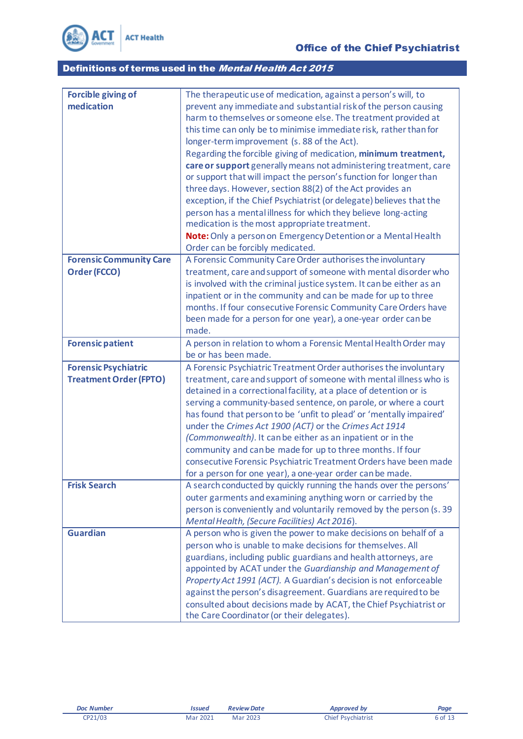## Definitions of terms used in the *Mental Health Act 2015*

| | |
|---|---|
| **Forcible giving of medication** | The therapeutic use of medication, against a person's will, to prevent any immediate and substantial risk of the person causing harm to themselves or someone else. The treatment provided at this time can only be to minimise immediate risk, rather than for longer-term improvement (s. 88 of the Act).<br>Regarding the forcible giving of medication, **minimum treatment, care or support** generally means not administering treatment, care or support that will impact the person's function for longer than three days. However, section 88(2) of the Act provides an exception, if the Chief Psychiatrist (or delegate) believes that the person has a mental illness for which they believe long-acting medication is the most appropriate treatment.<br>**Note:** Only a person on Emergency Detention or a Mental Health Order can be forcibly medicated. |
| **Forensic Community Care Order (FCCO)** | A Forensic Community Care Order authorises the involuntary treatment, care and support of someone with mental disorder who is involved with the criminal justice system. It can be either as an inpatient or in the community and can be made for up to three months. If four consecutive Forensic Community Care Orders have been made for a person for one year), a one-year order can be made. |
| **Forensic patient** | A person in relation to whom a Forensic Mental Health Order may be or has been made. |
| **Forensic Psychiatric Treatment Order (FPTO)** | A Forensic Psychiatric Treatment Order authorises the involuntary treatment, care and support of someone with mental illness who is detained in a correctional facility, at a place of detention or is serving a community-based sentence, on parole, or where a court has found that person to be 'unfit to plead' or 'mentally impaired' under the *Crimes Act 1900 (ACT)* or the *Crimes Act 1914 (Commonwealth)*. It can be either as an inpatient or in the community and can be made for up to three months. If four consecutive Forensic Psychiatric Treatment Orders have been made for a person for one year), a one-year order can be made. |
| **Frisk Search** | A search conducted by quickly running the hands over the persons' outer garments and examining anything worn or carried by the person is conveniently and voluntarily removed by the person (s. 39 *Mental Health, (Secure Facilities) Act 2016*). |
| **Guardian** | A person who is given the power to make decisions on behalf of a person who is unable to make decisions for themselves. All guardians, including public guardians and health attorneys, are appointed by ACAT under the *Guardianship and Management of Property Act 1991 (ACT).* A Guardian's decision is not enforceable against the person's disagreement. Guardians are required to be consulted about decisions made by ACAT, the Chief Psychiatrist or the Care Coordinator (or their delegates). |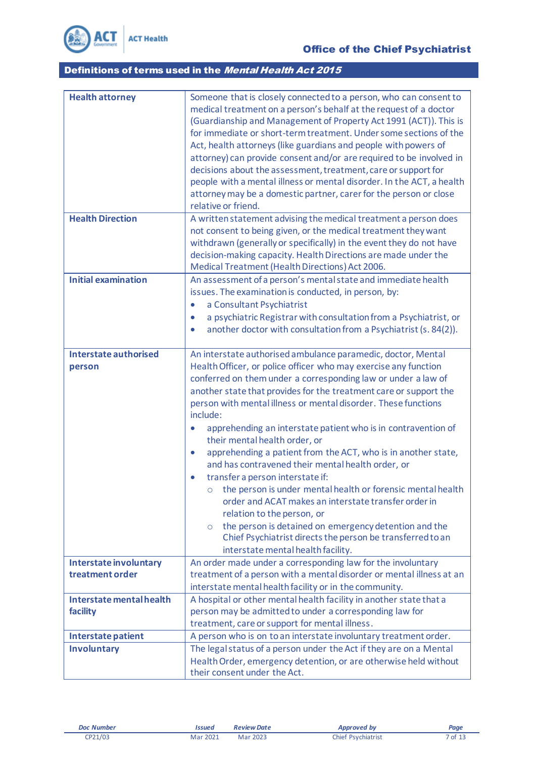## Definitions of terms used in the *Mental Health Act 2015*

| | |
|---|---|
| **Health attorney** | Someone that is closely connected to a person, who can consent to medical treatment on a person's behalf at the request of a doctor (Guardianship and Management of Property Act 1991 (ACT)). This is for immediate or short-term treatment. Under some sections of the Act, health attorneys (like guardians and people with powers of attorney) can provide consent and/or are required to be involved in decisions about the assessment, treatment, care or support for people with a mental illness or mental disorder. In the ACT, a health attorney may be a domestic partner, carer for the person or close relative or friend. |
| **Health Direction** | A written statement advising the medical treatment a person does not consent to being given, or the medical treatment they want withdrawn (generally or specifically) in the event they do not have decision-making capacity. Health Directions are made under the Medical Treatment (Health Directions) Act 2006. |
| **Initial examination** | An assessment of a person's mental state and immediate health issues. The examination is conducted, in person, by:<br>• a Consultant Psychiatrist<br>• a psychiatric Registrar with consultation from a Psychiatrist, or<br>• another doctor with consultation from a Psychiatrist (s. 84(2)). |
| **Interstate authorised person** | An interstate authorised ambulance paramedic, doctor, Mental Health Officer, or police officer who may exercise any function conferred on them under a corresponding law or under a law of another state that provides for the treatment care or support the person with mental illness or mental disorder. These functions include:<br>• apprehending an interstate patient who is in contravention of their mental health order, or<br>• apprehending a patient from the ACT, who is in another state, and has contravened their mental health order, or<br>• transfer a person interstate if:<br>&nbsp;&nbsp;&nbsp;&nbsp;○ the person is under mental health or forensic mental health order and ACAT makes an interstate transfer order in relation to the person, or<br>&nbsp;&nbsp;&nbsp;&nbsp;○ the person is detained on emergency detention and the Chief Psychiatrist directs the person be transferred to an interstate mental health facility. |
| **Interstate involuntary treatment order** | An order made under a corresponding law for the involuntary treatment of a person with a mental disorder or mental illness at an interstate mental health facility or in the community. |
| **Interstate mental health facility** | A hospital or other mental health facility in another state that a person may be admitted to under a corresponding law for treatment, care or support for mental illness. |
| **Interstate patient** | A person who is on to an interstate involuntary treatment order. |
| **Involuntary** | The legal status of a person under the Act if they are on a Mental Health Order, emergency detention, or are otherwise held without their consent under the Act. |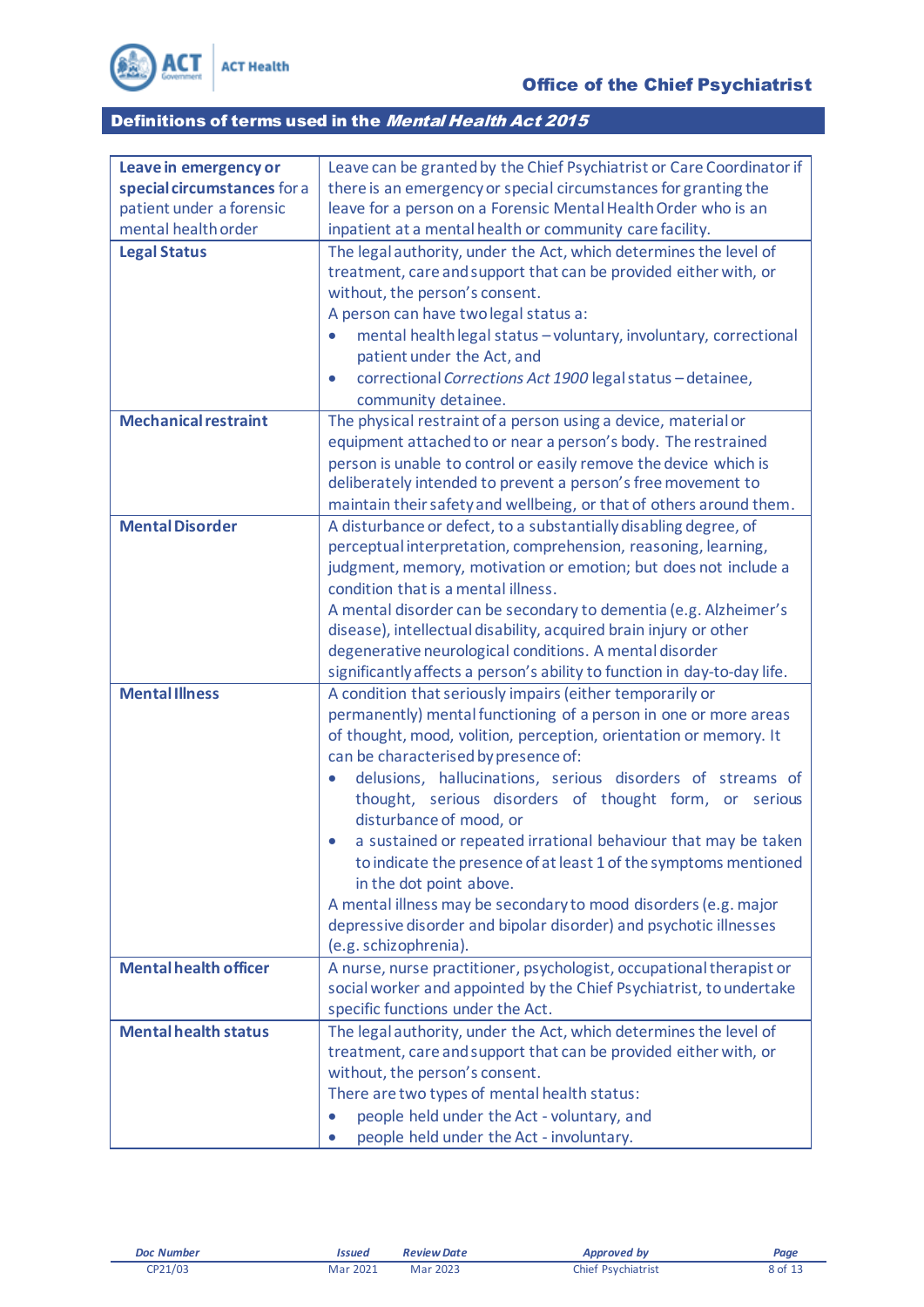## Definitions of terms used in the *Mental Health Act 2015*

| | |
|---|---|
| **Leave in emergency or special circumstances** for a patient under a forensic mental health order | Leave can be granted by the Chief Psychiatrist or Care Coordinator if there is an emergency or special circumstances for granting the leave for a person on a Forensic Mental Health Order who is an inpatient at a mental health or community care facility. |
| **Legal Status** | The legal authority, under the Act, which determines the level of treatment, care and support that can be provided either with, or without, the person's consent.<br>A person can have two legal status a:<br>• mental health legal status – voluntary, involuntary, correctional patient under the Act, and<br>• correctional *Corrections Act 1900* legal status – detainee, community detainee. |
| **Mechanical restraint** | The physical restraint of a person using a device, material or equipment attached to or near a person's body. The restrained person is unable to control or easily remove the device which is deliberately intended to prevent a person's free movement to maintain their safety and wellbeing, or that of others around them. |
| **Mental Disorder** | A disturbance or defect, to a substantially disabling degree, of perceptual interpretation, comprehension, reasoning, learning, judgment, memory, motivation or emotion; but does not include a condition that is a mental illness.<br>A mental disorder can be secondary to dementia (e.g. Alzheimer's disease), intellectual disability, acquired brain injury or other degenerative neurological conditions. A mental disorder significantly affects a person's ability to function in day-to-day life. |
| **Mental Illness** | A condition that seriously impairs (either temporarily or permanently) mental functioning of a person in one or more areas of thought, mood, volition, perception, orientation or memory. It can be characterised by presence of:<br>• delusions, hallucinations, serious disorders of streams of thought, serious disorders of thought form, or serious disturbance of mood, or<br>• a sustained or repeated irrational behaviour that may be taken to indicate the presence of at least 1 of the symptoms mentioned in the dot point above.<br>A mental illness may be secondary to mood disorders (e.g. major depressive disorder and bipolar disorder) and psychotic illnesses (e.g. schizophrenia). |
| **Mental health officer** | A nurse, nurse practitioner, psychologist, occupational therapist or social worker and appointed by the Chief Psychiatrist, to undertake specific functions under the Act. |
| **Mental health status** | The legal authority, under the Act, which determines the level of treatment, care and support that can be provided either with, or without, the person's consent.<br>There are two types of mental health status:<br>• people held under the Act - voluntary, and<br>• people held under the Act - involuntary. |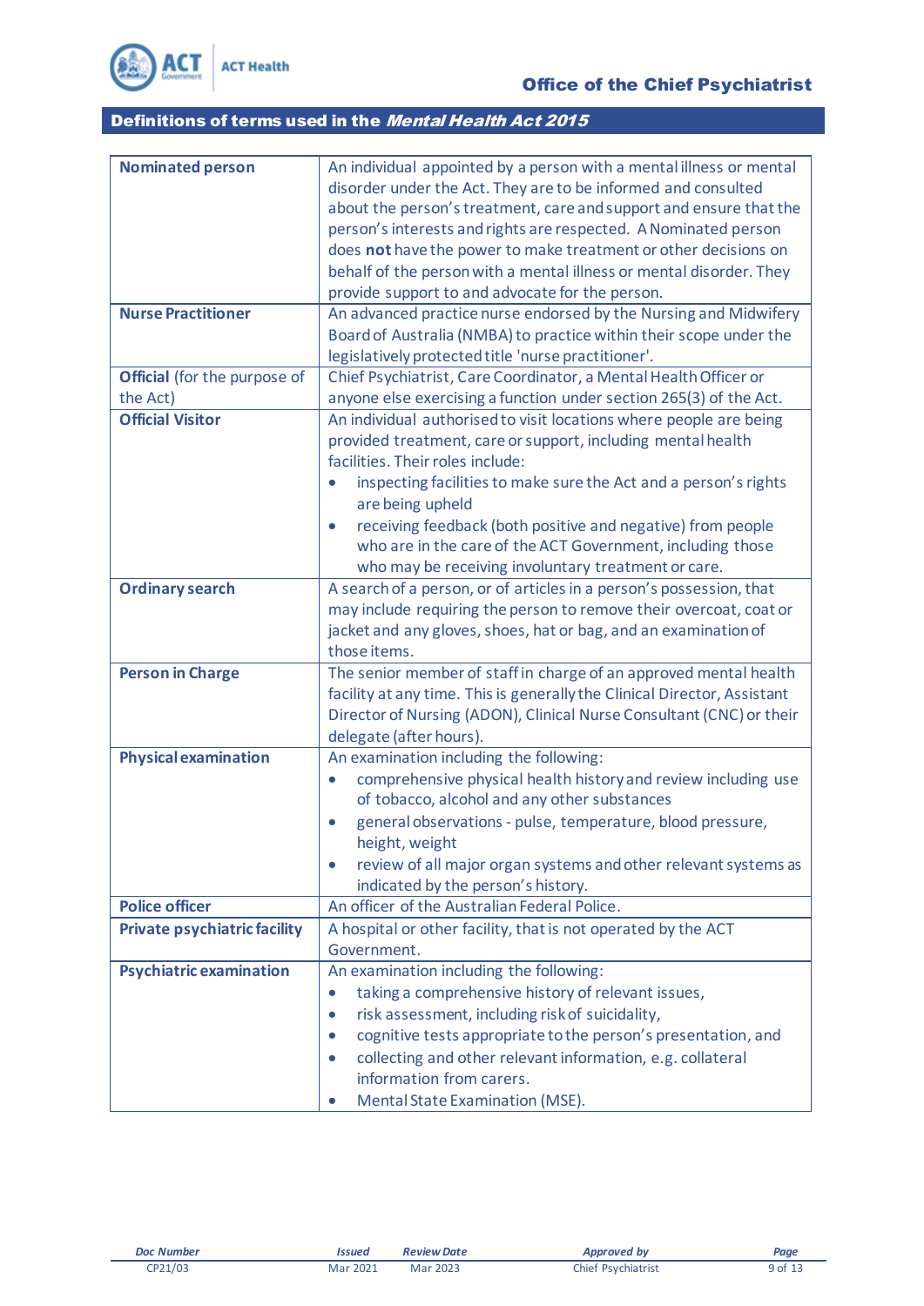## Definitions of terms used in the *Mental Health Act 2015*

| | |
|---|---|
| **Nominated person** | An individual appointed by a person with a mental illness or mental disorder under the Act. They are to be informed and consulted about the person's treatment, care and support and ensure that the person's interests and rights are respected. A Nominated person does **not** have the power to make treatment or other decisions on behalf of the person with a mental illness or mental disorder. They provide support to and advocate for the person. |
| **Nurse Practitioner** | An advanced practice nurse endorsed by the Nursing and Midwifery Board of Australia (NMBA) to practice within their scope under the legislatively protected title 'nurse practitioner'. |
| **Official** (for the purpose of the Act) | Chief Psychiatrist, Care Coordinator, a Mental Health Officer or anyone else exercising a function under section 265(3) of the Act. |
| **Official Visitor** | An individual authorised to visit locations where people are being provided treatment, care or support, including mental health facilities. Their roles include:<br>• inspecting facilities to make sure the Act and a person's rights are being upheld<br>• receiving feedback (both positive and negative) from people who are in the care of the ACT Government, including those who may be receiving involuntary treatment or care. |
| **Ordinary search** | A search of a person, or of articles in a person's possession, that may include requiring the person to remove their overcoat, coat or jacket and any gloves, shoes, hat or bag, and an examination of those items. |
| **Person in Charge** | The senior member of staff in charge of an approved mental health facility at any time. This is generally the Clinical Director, Assistant Director of Nursing (ADON), Clinical Nurse Consultant (CNC) or their delegate (after hours). |
| **Physical examination** | An examination including the following:<br>• comprehensive physical health history and review including use of tobacco, alcohol and any other substances<br>• general observations - pulse, temperature, blood pressure, height, weight<br>• review of all major organ systems and other relevant systems as indicated by the person's history. |
| **Police officer** | An officer of the Australian Federal Police. |
| **Private psychiatric facility** | A hospital or other facility, that is not operated by the ACT Government. |
| **Psychiatric examination** | An examination including the following:<br>• taking a comprehensive history of relevant issues,<br>• risk assessment, including risk of suicidality,<br>• cognitive tests appropriate to the person's presentation, and<br>• collecting and other relevant information, e.g. collateral information from carers.<br>• Mental State Examination (MSE). |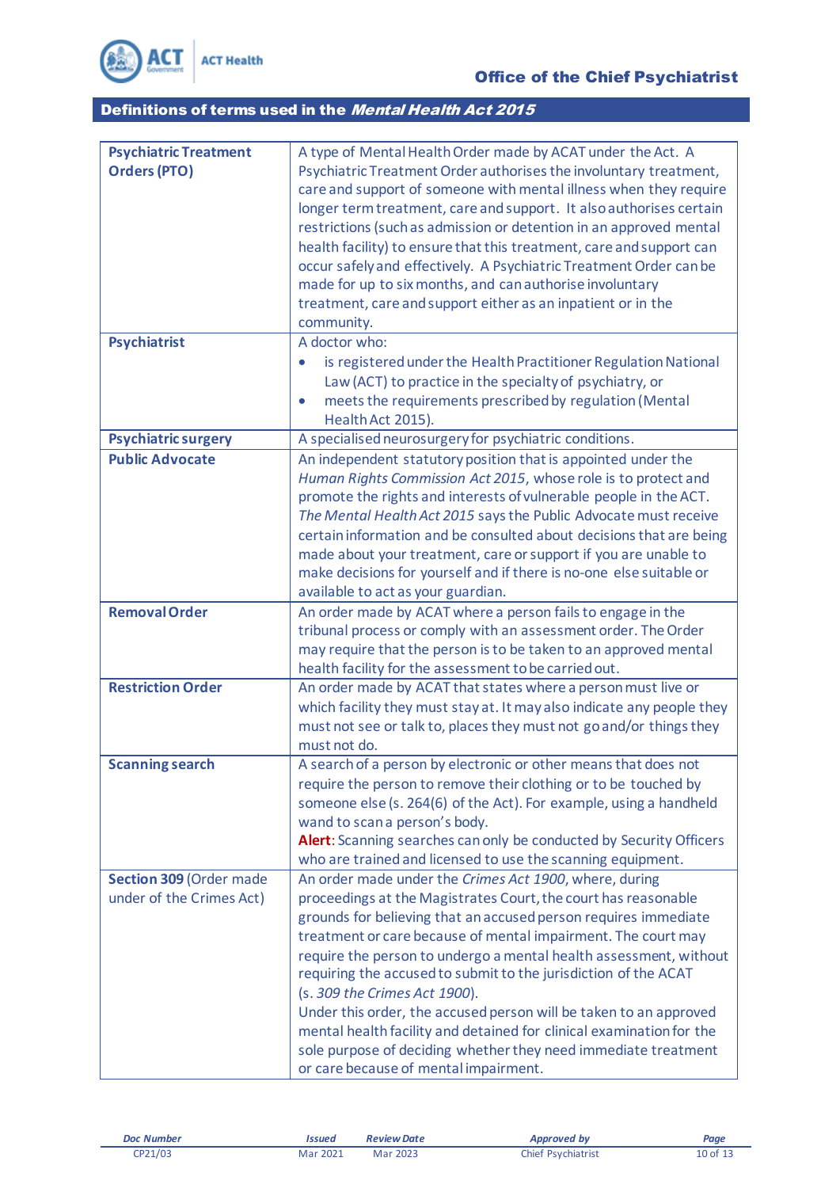## Definitions of terms used in the *Mental Health Act 2015*

| | |
|---|---|
| **Psychiatric Treatment Orders (PTO)** | A type of Mental Health Order made by ACAT under the Act. A Psychiatric Treatment Order authorises the involuntary treatment, care and support of someone with mental illness when they require longer term treatment, care and support. It also authorises certain restrictions (such as admission or detention in an approved mental health facility) to ensure that this treatment, care and support can occur safely and effectively. A Psychiatric Treatment Order can be made for up to six months, and can authorise involuntary treatment, care and support either as an inpatient or in the community. |
| **Psychiatrist** | A doctor who: <br>• is registered under the Health Practitioner Regulation National Law (ACT) to practice in the specialty of psychiatry, or <br>• meets the requirements prescribed by regulation (Mental Health Act 2015). |
| **Psychiatric surgery** | A specialised neurosurgery for psychiatric conditions. |
| **Public Advocate** | An independent statutory position that is appointed under the *Human Rights Commission Act 2015*, whose role is to protect and promote the rights and interests of vulnerable people in the ACT. *The Mental Health Act 2015* says the Public Advocate must receive certain information and be consulted about decisions that are being made about your treatment, care or support if you are unable to make decisions for yourself and if there is no-one else suitable or available to act as your guardian. |
| **Removal Order** | An order made by ACAT where a person fails to engage in the tribunal process or comply with an assessment order. The Order may require that the person is to be taken to an approved mental health facility for the assessment to be carried out. |
| **Restriction Order** | An order made by ACAT that states where a person must live or which facility they must stay at. It may also indicate any people they must not see or talk to, places they must not go and/or things they must not do. |
| **Scanning search** | A search of a person by electronic or other means that does not require the person to remove their clothing or to be touched by someone else (s. 264(6) of the Act). For example, using a handheld wand to scan a person's body. <br>**Alert**: Scanning searches can only be conducted by Security Officers who are trained and licensed to use the scanning equipment. |
| **Section 309** (Order made under of the Crimes Act) | An order made under the *Crimes Act 1900*, where, during proceedings at the Magistrates Court, the court has reasonable grounds for believing that an accused person requires immediate treatment or care because of mental impairment. The court may require the person to undergo a mental health assessment, without requiring the accused to submit to the jurisdiction of the ACAT (s. *309 the Crimes Act 1900*). <br>Under this order, the accused person will be taken to an approved mental health facility and detained for clinical examination for the sole purpose of deciding whether they need immediate treatment or care because of mental impairment. |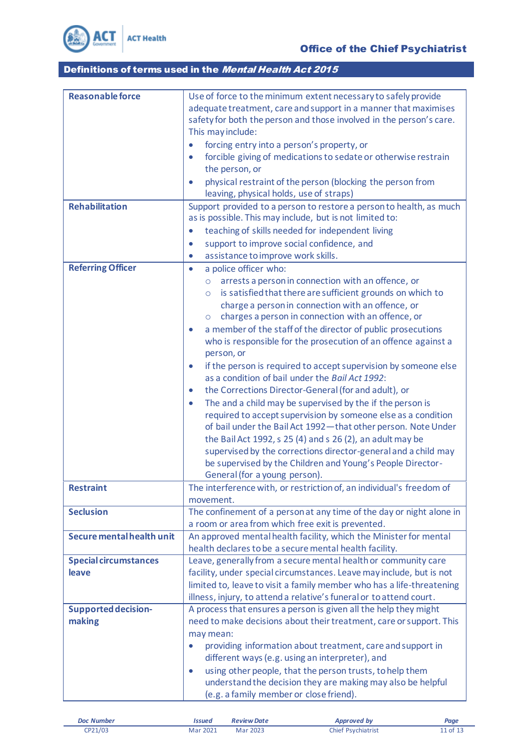## Definitions of terms used in the *Mental Health Act 2015*

| | |
|---|---|
| **Reasonable force** | Use of force to the minimum extent necessary to safely provide adequate treatment, care and support in a manner that maximises safety for both the person and those involved in the person's care. This may include:<br>• forcing entry into a person's property, or<br>• forcible giving of medications to sedate or otherwise restrain the person, or<br>• physical restraint of the person (blocking the person from leaving, physical holds, use of straps) |
| **Rehabilitation** | Support provided to a person to restore a person to health, as much as is possible. This may include, but is not limited to:<br>• teaching of skills needed for independent living<br>• support to improve social confidence, and<br>• assistance to improve work skills. |
| **Referring Officer** | • a police officer who:<br>  ○ arrests a person in connection with an offence, or<br>  ○ is satisfied that there are sufficient grounds on which to charge a person in connection with an offence, or<br>  ○ charges a person in connection with an offence, or<br>• a member of the staff of the director of public prosecutions who is responsible for the prosecution of an offence against a person, or<br>• if the person is required to accept supervision by someone else as a condition of bail under the *Bail Act 1992*:<br>• the Corrections Director-General (for and adult), or<br>• The and a child may be supervised by the if the person is required to accept supervision by someone else as a condition of bail under the Bail Act 1992—that other person. Note Under the Bail Act 1992, s 25 (4) and s 26 (2), an adult may be supervised by the corrections director-general and a child may be supervised by the Children and Young's People Director-General (for a young person). |
| **Restraint** | The interference with, or restriction of, an individual's freedom of movement. |
| **Seclusion** | The confinement of a person at any time of the day or night alone in a room or area from which free exit is prevented. |
| **Secure mental health unit** | An approved mental health facility, which the Minister for mental health declares to be a secure mental health facility. |
| **Special circumstances leave** | Leave, generally from a secure mental health or community care facility, under special circumstances. Leave may include, but is not limited to, leave to visit a family member who has a life-threatening illness, injury, to attend a relative's funeral or to attend court. |
| **Supported decision-making** | A process that ensures a person is given all the help they might need to make decisions about their treatment, care or support. This may mean:<br>• providing information about treatment, care and support in different ways (e.g. using an interpreter), and<br>• using other people, that the person trusts, to help them understand the decision they are making may also be helpful (e.g. a family member or close friend). |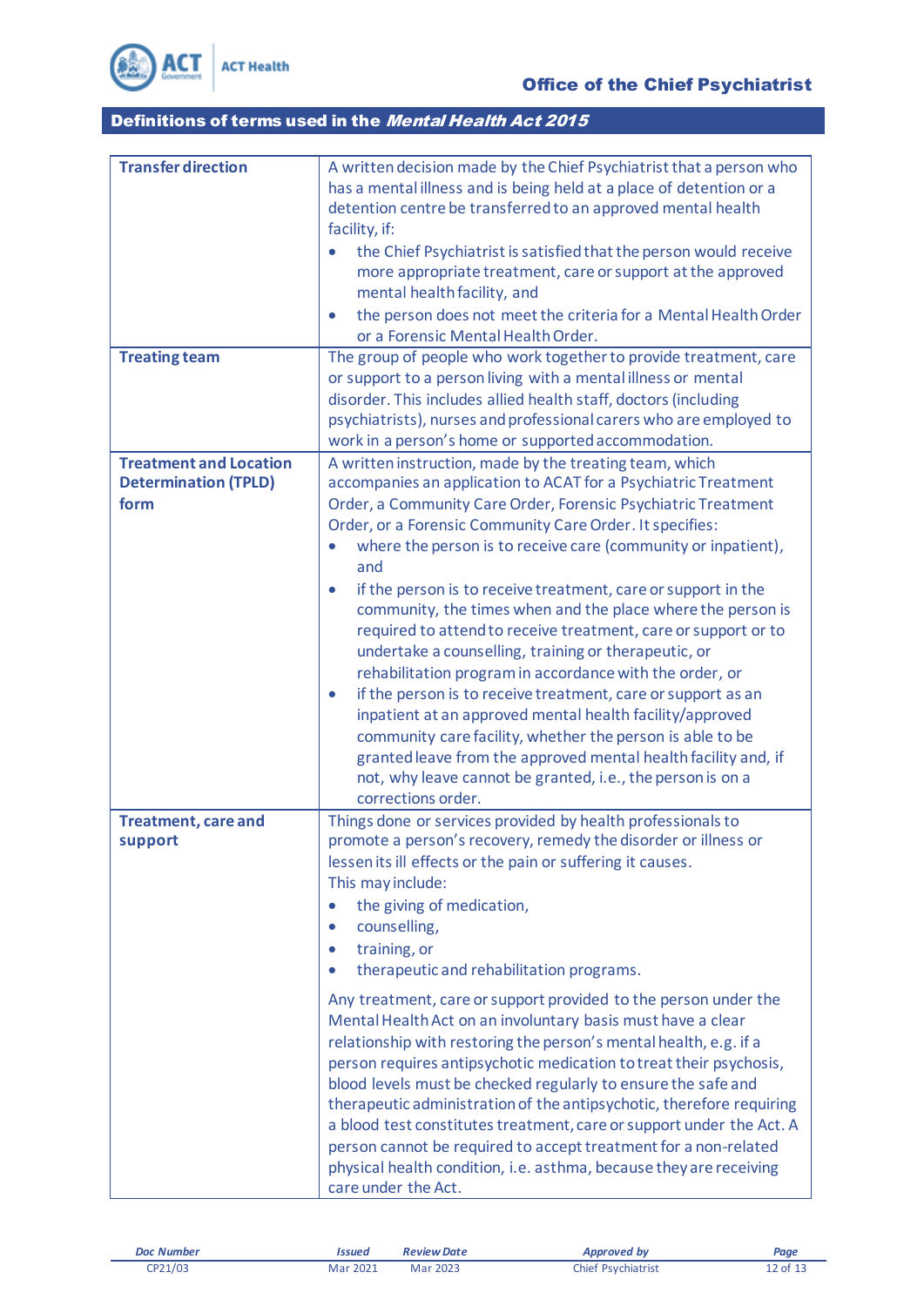## Definitions of terms used in the *Mental Health Act 2015*

| | |
|---|---|
| **Transfer direction** | A written decision made by the Chief Psychiatrist that a person who has a mental illness and is being held at a place of detention or a detention centre be transferred to an approved mental health facility, if:<br>• the Chief Psychiatrist is satisfied that the person would receive more appropriate treatment, care or support at the approved mental health facility, and<br>• the person does not meet the criteria for a Mental Health Order or a Forensic Mental Health Order. |
| **Treating team** | The group of people who work together to provide treatment, care or support to a person living with a mental illness or mental disorder. This includes allied health staff, doctors (including psychiatrists), nurses and professional carers who are employed to work in a person's home or supported accommodation. |
| **Treatment and Location Determination (TPLD) form** | A written instruction, made by the treating team, which accompanies an application to ACAT for a Psychiatric Treatment Order, a Community Care Order, Forensic Psychiatric Treatment Order, or a Forensic Community Care Order. It specifies:<br>• where the person is to receive care (community or inpatient), and<br>• if the person is to receive treatment, care or support in the community, the times when and the place where the person is required to attend to receive treatment, care or support or to undertake a counselling, training or therapeutic, or rehabilitation program in accordance with the order, or<br>• if the person is to receive treatment, care or support as an inpatient at an approved mental health facility/approved community care facility, whether the person is able to be granted leave from the approved mental health facility and, if not, why leave cannot be granted, i.e., the person is on a corrections order. |
| **Treatment, care and support** | Things done or services provided by health professionals to promote a person's recovery, remedy the disorder or illness or lessen its ill effects or the pain or suffering it causes.<br>This may include:<br>• the giving of medication,<br>• counselling,<br>• training, or<br>• therapeutic and rehabilitation programs.<br><br>Any treatment, care or support provided to the person under the Mental Health Act on an involuntary basis must have a clear relationship with restoring the person's mental health, e.g. if a person requires antipsychotic medication to treat their psychosis, blood levels must be checked regularly to ensure the safe and therapeutic administration of the antipsychotic, therefore requiring a blood test constitutes treatment, care or support under the Act. A person cannot be required to accept treatment for a non-related physical health condition, i.e. asthma, because they are receiving care under the Act. |

| Doc Number | Issued | Review Date | Approved by |
|---|---|---|---|
| CP21/03 | Mar 2021 | Mar 2023 | Chief Psychiatrist |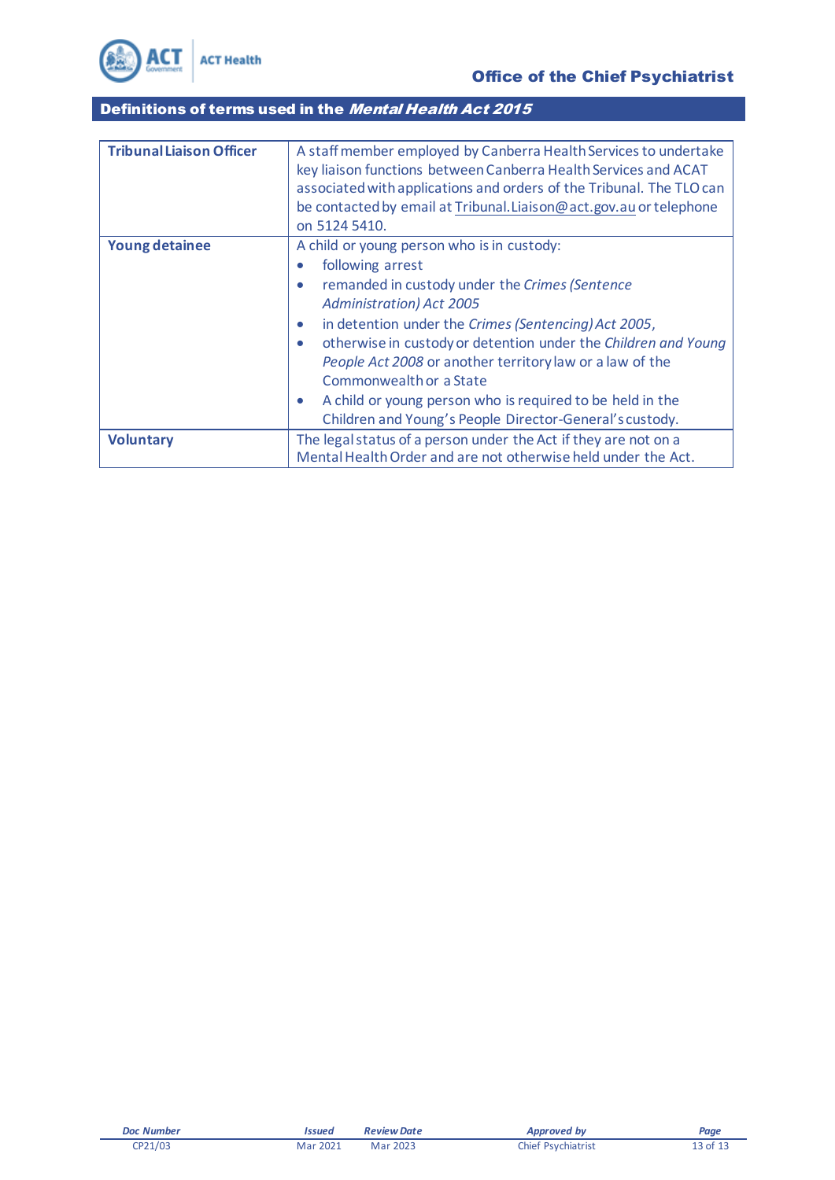## Definitions of terms used in the *Mental Health Act 2015*

| | |
|---|---|
| **Tribunal Liaison Officer** | A staff member employed by Canberra Health Services to undertake key liaison functions between Canberra Health Services and ACAT associated with applications and orders of the Tribunal. The TLO can be contacted by email at Tribunal.Liaison@act.gov.au or telephone on 5124 5410. |
| **Young detainee** | A child or young person who is in custody:<br>• following arrest<br>• remanded in custody under the *Crimes (Sentence Administration) Act 2005*<br>• in detention under the *Crimes (Sentencing) Act 2005*,<br>• otherwise in custody or detention under the *Children and Young People Act 2008* or another territory law or a law of the Commonwealth or a State<br>• A child or young person who is required to be held in the Children and Young's People Director-General's custody. |
| **Voluntary** | The legal status of a person under the Act if they are not on a Mental Health Order and are not otherwise held under the Act. |